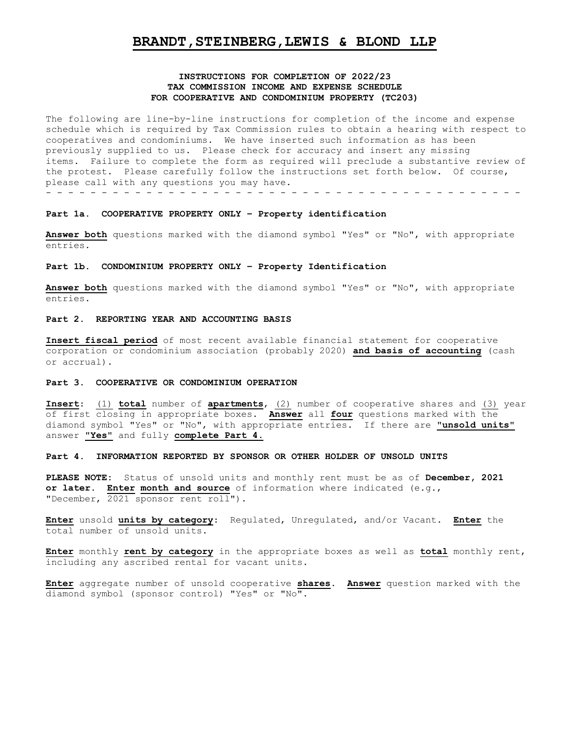# BRANDT,STEINBERG,LEWIS & BLOND LLP

**INSTRUCTIONS FOR COMPLETION OF 2022/23**
**TAX COMMISSION INCOME AND EXPENSE SCHEDULE**
**FOR COOPERATIVE AND CONDOMINIUM PROPERTY (TC203)**

The following are line-by-line instructions for completion of the income and expense schedule which is required by Tax Commission rules to obtain a hearing with respect to cooperatives and condominiums. We have inserted such information as has been previously supplied to us. Please check for accuracy and insert any missing items. Failure to complete the form as required will preclude a substantive review of the protest. Please carefully follow the instructions set forth below. Of course, please call with any questions you may have.

- - - - - - - - - - - - - - - - - - - - - - - - - - - - - - - - - - - - - - - - - - - -

**Part 1a. COOPERATIVE PROPERTY ONLY – Property identification**

**Answer both** questions marked with the diamond symbol "Yes" or "No", with appropriate entries.

**Part 1b. CONDOMINIUM PROPERTY ONLY – Property Identification**

**Answer both** questions marked with the diamond symbol "Yes" or "No", with appropriate entries.

**Part 2. REPORTING YEAR AND ACCOUNTING BASIS**

**Insert fiscal period** of most recent available financial statement for cooperative corporation or condominium association (probably 2020) **and basis of accounting** (cash or accrual).

**Part 3. COOPERATIVE OR CONDOMINIUM OPERATION**

**Insert**: (1) **total** number of **apartments**, (2) number of cooperative shares and (3) year of first closing in appropriate boxes. **Answer** all **four** questions marked with the diamond symbol "Yes" or "No", with appropriate entries. If there are **"unsold units"** answer **"Yes"** and fully **complete Part 4.**

**Part 4. INFORMATION REPORTED BY SPONSOR OR OTHER HOLDER OF UNSOLD UNITS**

**PLEASE NOTE:** Status of unsold units and monthly rent must be as of **December, 2021 or later. Enter month and source** of information where indicated (e.g., "December, 2021 sponsor rent roll").

**Enter** unsold **units by category**: Regulated, Unregulated, and/or Vacant. **Enter** the total number of unsold units.

**Enter** monthly **rent by category** in the appropriate boxes as well as **total** monthly rent, including any ascribed rental for vacant units.

**Enter** aggregate number of unsold cooperative **shares**. **Answer** question marked with the diamond symbol (sponsor control) "Yes" or "No".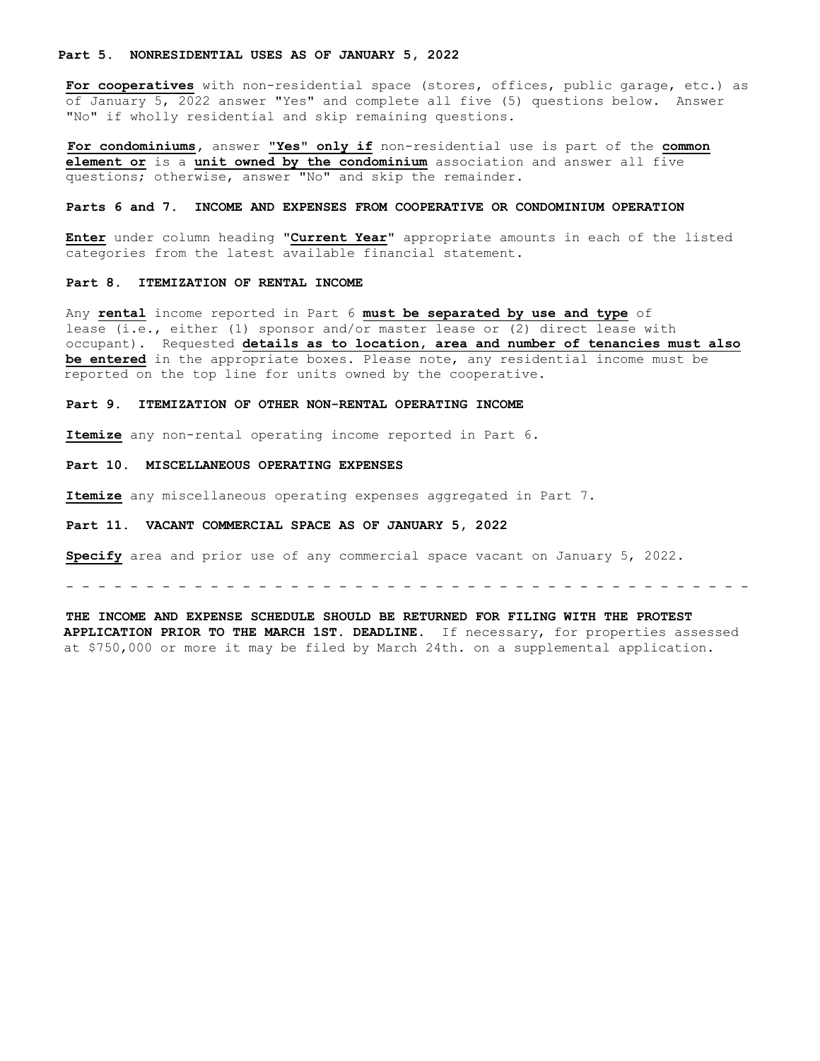**Part 5. NONRESIDENTIAL USES AS OF JANUARY 5, 2022**

**For cooperatives** with non-residential space (stores, offices, public garage, etc.) as of January 5, 2022 answer "Yes" and complete all five (5) questions below. Answer "No" if wholly residential and skip remaining questions.

**For condominiums**, answer **"Yes" only if** non-residential use is part of the **common element or** is a **unit owned by the condominium** association and answer all five questions; otherwise, answer "No" and skip the remainder.

**Parts 6 and 7. INCOME AND EXPENSES FROM COOPERATIVE OR CONDOMINIUM OPERATION**

**Enter** under column heading **"Current Year"** appropriate amounts in each of the listed categories from the latest available financial statement.

**Part 8. ITEMIZATION OF RENTAL INCOME**

Any **rental** income reported in Part 6 **must be separated by use and type** of lease (i.e., either (1) sponsor and/or master lease or (2) direct lease with occupant). Requested **details as to location, area and number of tenancies must also be entered** in the appropriate boxes. Please note, any residential income must be reported on the top line for units owned by the cooperative.

**Part 9. ITEMIZATION OF OTHER NON-RENTAL OPERATING INCOME**

**Itemize** any non-rental operating income reported in Part 6.

**Part 10. MISCELLANEOUS OPERATING EXPENSES**

**Itemize** any miscellaneous operating expenses aggregated in Part 7.

**Part 11. VACANT COMMERCIAL SPACE AS OF JANUARY 5, 2022**

**Specify** area and prior use of any commercial space vacant on January 5, 2022.

- - - - - - - - - - - - - - - - - - - - - - - - - - - - - - - - - - - - - - - - - - - - -

**THE INCOME AND EXPENSE SCHEDULE SHOULD BE RETURNED FOR FILING WITH THE PROTEST APPLICATION PRIOR TO THE MARCH 1ST. DEADLINE.** If necessary, for properties assessed at $750,000 or more it may be filed by March 24th. on a supplemental application.